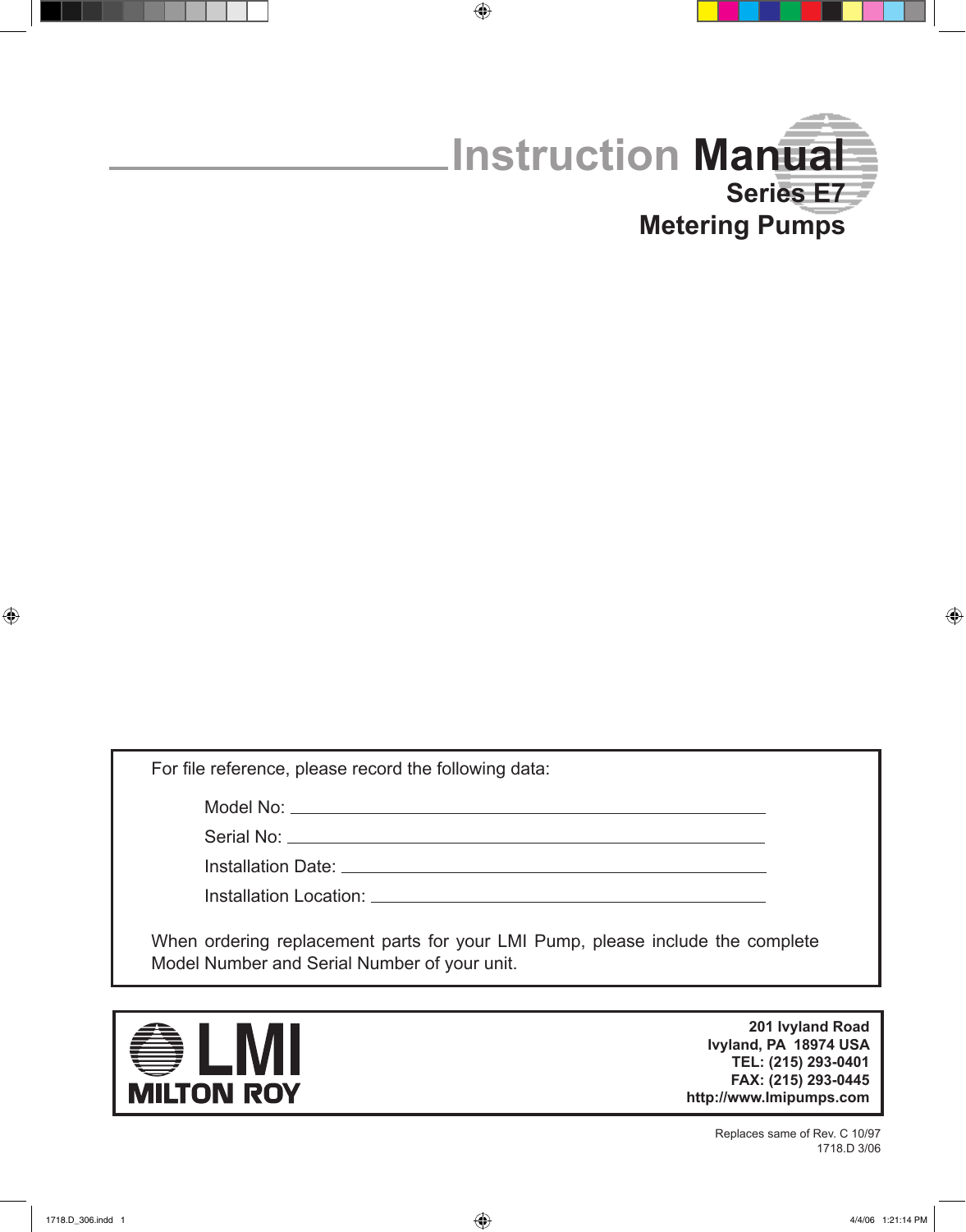# Instruction Manual

## Series E7

## Metering Pumps

For file reference, please record the following data:

Model No: ______________________________

Serial No: ______________________________

Installation Date: ______________________________

Installation Location: ______________________________

When ordering replacement parts for your LMI Pump, please include the complete Model Number and Serial Number of your unit.

**LMI**
**MILTON ROY**

**201 Ivyland Road**
**Ivyland, PA 18974 USA**
**TEL: (215) 293-0401**
**FAX: (215) 293-0445**
**http://www.lmipumps.com**

Replaces same of Rev. C 10/97
1718.D 3/06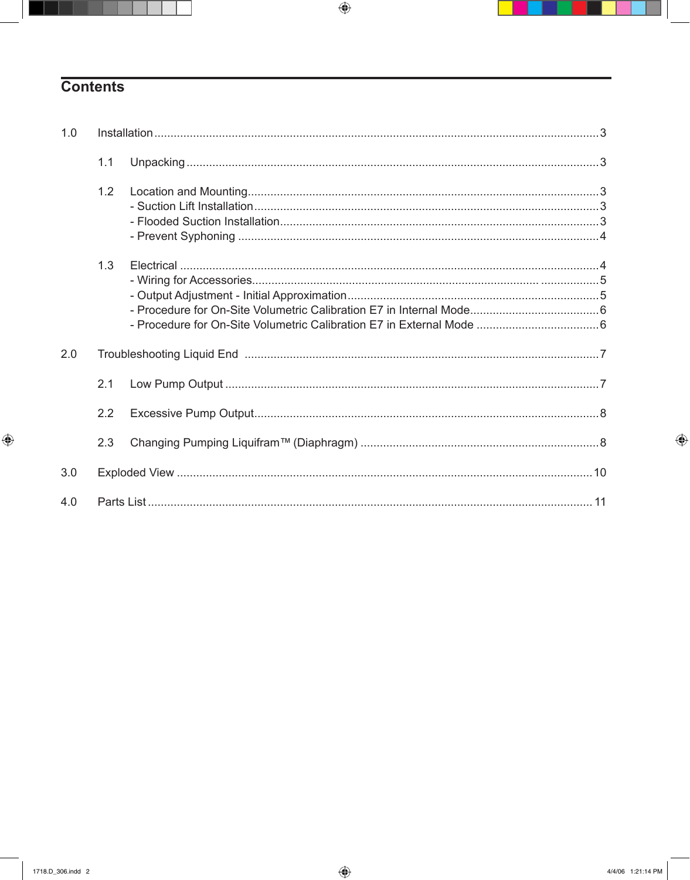# Contents

1.0 Installation ........................................................................................................................3

1.1 Unpacking ..............................................................................................................3

1.2 Location and Mounting ...........................................................................................3
- Suction Lift Installation .........................................................................................3
- Flooded Suction Installation ..................................................................................3
- Prevent Syphoning ...............................................................................................4

1.3 Electrical .................................................................................................................4
- Wiring for Accessories ..........................................................................................5
- Output Adjustment - Initial Approximation .............................................................5
- Procedure for On-Site Volumetric Calibration E7 in Internal Mode ........................6
- Procedure for On-Site Volumetric Calibration E7 in External Mode .......................6

2.0 Troubleshooting Liquid End ...............................................................................................7

2.1 Low Pump Output ...................................................................................................7

2.2 Excessive Pump Output ..........................................................................................8

2.3 Changing Pumping Liquifram™ (Diaphragm) .........................................................8

3.0 Exploded View ..................................................................................................................10

4.0 Parts List ..........................................................................................................................11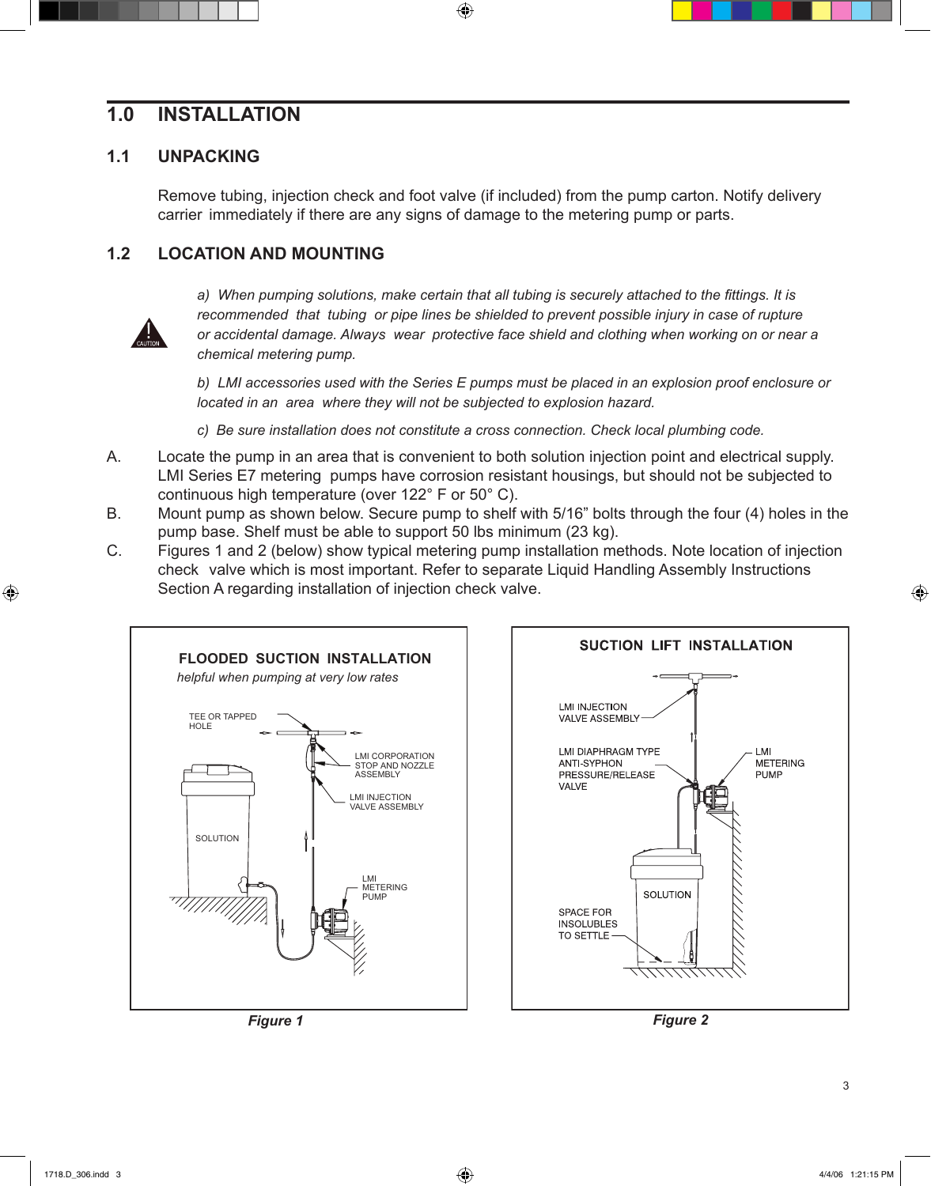## 1.0 INSTALLATION

### 1.1 UNPACKING

Remove tubing, injection check and foot valve (if included) from the pump carton. Notify delivery carrier immediately if there are any signs of damage to the metering pump or parts.

### 1.2 LOCATION AND MOUNTING

*a) When pumping solutions, make certain that all tubing is securely attached to the fittings. It is recommended that tubing or pipe lines be shielded to prevent possible injury in case of rupture or accidental damage. Always wear protective face shield and clothing when working on or near a chemical metering pump.*

*b) LMI accessories used with the Series E pumps must be placed in an explosion proof enclosure or located in an area where they will not be subjected to explosion hazard.*

*c) Be sure installation does not constitute a cross connection. Check local plumbing code.*

A. Locate the pump in an area that is convenient to both solution injection point and electrical supply. LMI Series E7 metering pumps have corrosion resistant housings, but should not be subjected to continuous high temperature (over 122° F or 50° C).

B. Mount pump as shown below. Secure pump to shelf with 5/16" bolts through the four (4) holes in the pump base. Shelf must be able to support 50 lbs minimum (23 kg).

C. Figures 1 and 2 (below) show typical metering pump installation methods. Note location of injection check valve which is most important. Refer to separate Liquid Handling Assembly Instructions Section A regarding installation of injection check valve.

**FLOODED SUCTION INSTALLATION**

*helpful when pumping at very low rates*

TEE OR TAPPED HOLE

LMI CORPORATION STOP AND NOZZLE ASSEMBLY

LMI INJECTION VALVE ASSEMBLY

SOLUTION

LMI METERING PUMP

***Figure 1***

**SUCTION LIFT INSTALLATION**

LMI INJECTION VALVE ASSEMBLY

LMI DIAPHRAGM TYPE ANTI-SYPHON PRESSURE/RELEASE VALVE

LMI METERING PUMP

SOLUTION

SPACE FOR INSOLUBLES TO SETTLE

***Figure 2***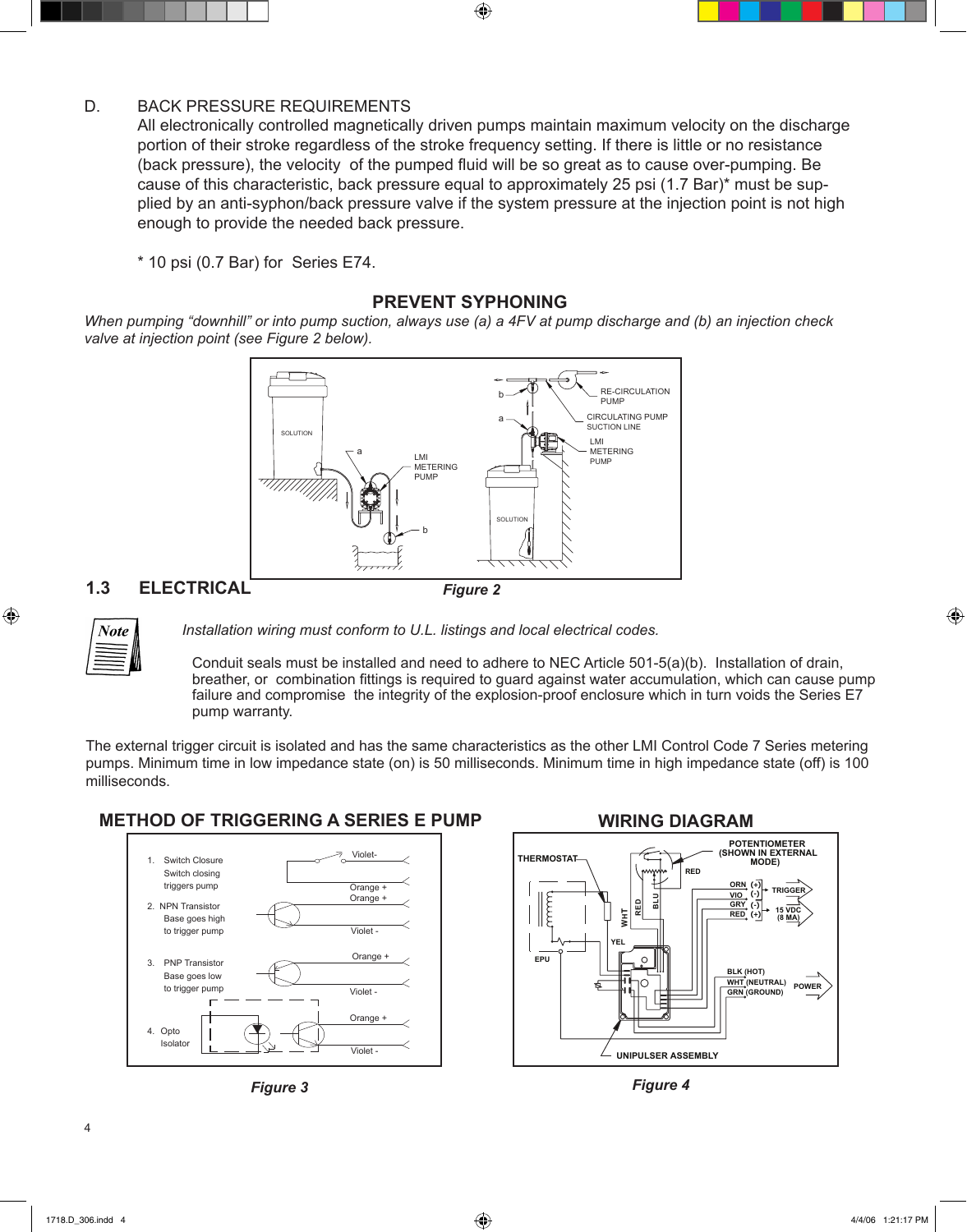D. BACK PRESSURE REQUIREMENTS

All electronically controlled magnetically driven pumps maintain maximum velocity on the discharge portion of their stroke regardless of the stroke frequency setting. If there is little or no resistance (back pressure), the velocity of the pumped fluid will be so great as to cause over-pumping. Because of this characteristic, back pressure equal to approximately 25 psi (1.7 Bar)* must be supplied by an anti-syphon/back pressure valve if the system pressure at the injection point is not high enough to provide the needed back pressure.

\* 10 psi (0.7 Bar) for Series E74.

## PREVENT SYPHONING

*When pumping "downhill" or into pump suction, always use (a) a 4FV at pump discharge and (b) an injection check valve at injection point (see Figure 2 below).*

**Figure 2**

## 1.3 ELECTRICAL

**Note**

*Installation wiring must conform to U.L. listings and local electrical codes.*

Conduit seals must be installed and need to adhere to NEC Article 501-5(a)(b). Installation of drain, breather, or combination fittings is required to guard against water accumulation, which can cause pump failure and compromise the integrity of the explosion-proof enclosure which in turn voids the Series E7 pump warranty.

The external trigger circuit is isolated and has the same characteristics as the other LMI Control Code 7 Series metering pumps. Minimum time in low impedance state (on) is 50 milliseconds. Minimum time in high impedance state (off) is 100 milliseconds.

### METHOD OF TRIGGERING A SERIES E PUMP

1. Switch Closure — Switch closing triggers pump (Violet-, Orange +)
2. NPN Transistor — Base goes high to trigger pump (Orange +, Violet -)
3. PNP Transistor — Base goes low to trigger pump (Orange +, Violet -)
4. Opto Isolator (Orange +, Violet -)

**Figure 3**

### WIRING DIAGRAM

**Figure 4**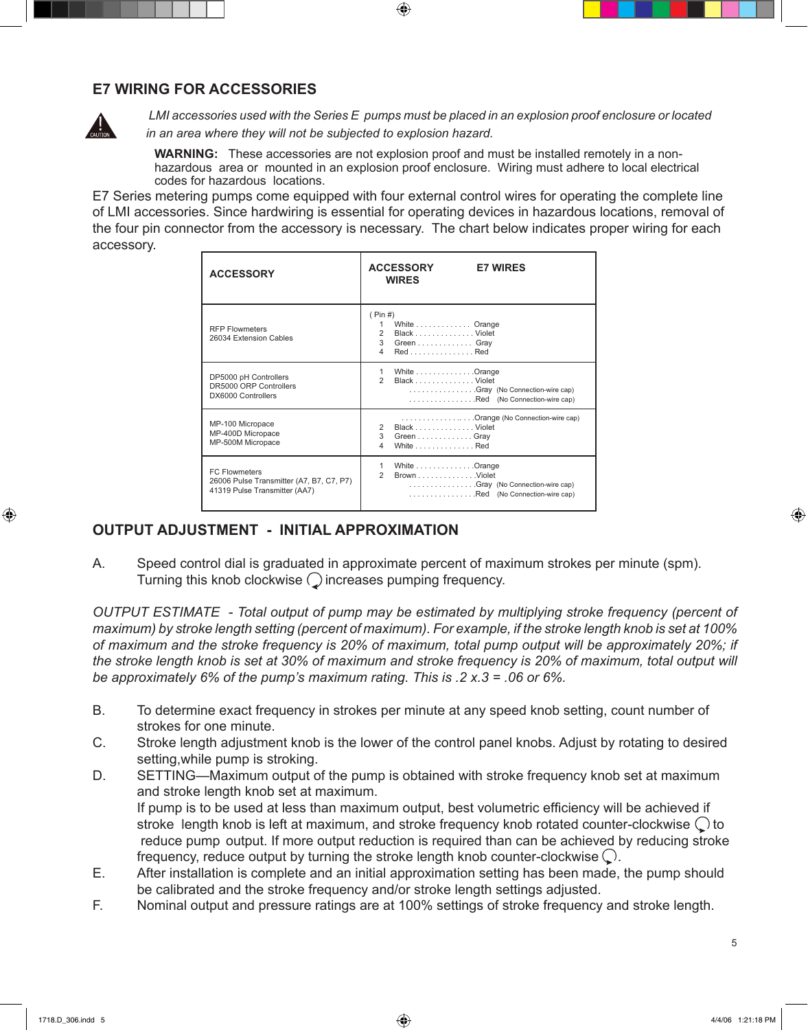## E7 WIRING FOR ACCESSORIES

*LMI accessories used with the Series E pumps must be placed in an explosion proof enclosure or located in an area where they will not be subjected to explosion hazard.*

**WARNING:** These accessories are not explosion proof and must be installed remotely in a non-hazardous area or mounted in an explosion proof enclosure. Wiring must adhere to local electrical codes for hazardous locations.

E7 Series metering pumps come equipped with four external control wires for operating the complete line of LMI accessories. Since hardwiring is essential for operating devices in hazardous locations, removal of the four pin connector from the accessory is necessary. The chart below indicates proper wiring for each accessory.

| ACCESSORY | ACCESSORY WIRES | E7 WIRES |
|---|---|---|
| RFP Flowmeters<br>26034 Extension Cables | (Pin #)<br>1 White<br>2 Black<br>3 Green<br>4 Red | <br>Orange<br>Violet<br>Gray<br>Red |
| DP5000 pH Controllers<br>DR5000 ORP Controllers<br>DX6000 Controllers | 1 White<br>2 Black<br><br> | Orange<br>Violet<br>Gray (No Connection-wire cap)<br>Red (No Connection-wire cap) |
| MP-100 Micropace<br>MP-400D Micropace<br>MP-500M Micropace | <br>2 Black<br>3 Green<br>4 White | Orange (No Connection-wire cap)<br>Violet<br>Gray<br>Red |
| FC Flowmeters<br>26006 Pulse Transmitter (A7, B7, C7, P7)<br>41319 Pulse Transmitter (AA7) | 1 White<br>2 Brown<br><br> | Orange<br>Violet<br>Gray (No Connection-wire cap)<br>Red (No Connection-wire cap) |

## OUTPUT ADJUSTMENT - INITIAL APPROXIMATION

A. Speed control dial is graduated in approximate percent of maximum strokes per minute (spm). Turning this knob clockwise ↻ increases pumping frequency.

*OUTPUT ESTIMATE - Total output of pump may be estimated by multiplying stroke frequency (percent of maximum) by stroke length setting (percent of maximum). For example, if the stroke length knob is set at 100% of maximum and the stroke frequency is 20% of maximum, total pump output will be approximately 20%; if the stroke length knob is set at 30% of maximum and stroke frequency is 20% of maximum, total output will be approximately 6% of the pump's maximum rating. This is .2 x.3 = .06 or 6%.*

B. To determine exact frequency in strokes per minute at any speed knob setting, count number of strokes for one minute.

C. Stroke length adjustment knob is the lower of the control panel knobs. Adjust by rotating to desired setting,while pump is stroking.

D. SETTING—Maximum output of the pump is obtained with stroke frequency knob set at maximum and stroke length knob set at maximum.
If pump is to be used at less than maximum output, best volumetric efficiency will be achieved if stroke length knob is left at maximum, and stroke frequency knob rotated counter-clockwise ↺ to reduce pump output. If more output reduction is required than can be achieved by reducing stroke frequency, reduce output by turning the stroke length knob counter-clockwise ↺.

E. After installation is complete and an initial approximation setting has been made, the pump should be calibrated and the stroke frequency and/or stroke length settings adjusted.

F. Nominal output and pressure ratings are at 100% settings of stroke frequency and stroke length.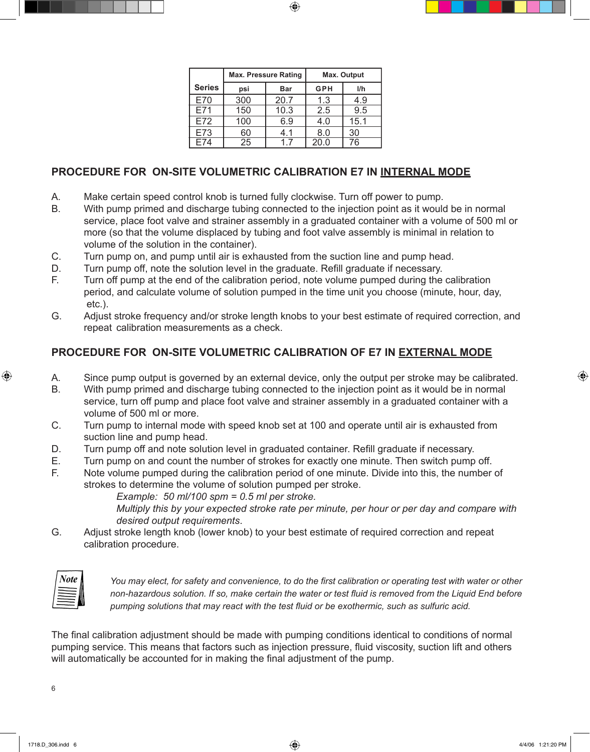| Series | Max. Pressure Rating | | Max. Output | |
|---|---|---|---|---|
| | psi | Bar | GPH | l/h |
| E70 | 300 | 20.7 | 1.3 | 4.9 |
| E71 | 150 | 10.3 | 2.5 | 9.5 |
| E72 | 100 | 6.9 | 4.0 | 15.1 |
| E73 | 60 | 4.1 | 8.0 | 30 |
| E74 | 25 | 1.7 | 20.0 | 76 |

## PROCEDURE FOR ON-SITE VOLUMETRIC CALIBRATION E7 IN INTERNAL MODE

A. Make certain speed control knob is turned fully clockwise. Turn off power to pump.

B. With pump primed and discharge tubing connected to the injection point as it would be in normal service, place foot valve and strainer assembly in a graduated container with a volume of 500 ml or more (so that the volume displaced by tubing and foot valve assembly is minimal in relation to volume of the solution in the container).

C. Turn pump on, and pump until air is exhausted from the suction line and pump head.

D. Turn pump off, note the solution level in the graduate. Refill graduate if necessary.

F. Turn off pump at the end of the calibration period, note volume pumped during the calibration period, and calculate volume of solution pumped in the time unit you choose (minute, hour, day, etc.).

G. Adjust stroke frequency and/or stroke length knobs to your best estimate of required correction, and repeat calibration measurements as a check.

## PROCEDURE FOR ON-SITE VOLUMETRIC CALIBRATION OF E7 IN EXTERNAL MODE

A. Since pump output is governed by an external device, only the output per stroke may be calibrated.

B. With pump primed and discharge tubing connected to the injection point as it would be in normal service, turn off pump and place foot valve and strainer assembly in a graduated container with a volume of 500 ml or more.

C. Turn pump to internal mode with speed knob set at 100 and operate until air is exhausted from suction line and pump head.

D. Turn pump off and note solution level in graduated container. Refill graduate if necessary.

E. Turn pump on and count the number of strokes for exactly one minute. Then switch pump off.

F. Note volume pumped during the calibration period of one minute. Divide into this, the number of strokes to determine the volume of solution pumped per stroke.

   *Example: 50 ml/100 spm = 0.5 ml per stroke.*

   *Multiply this by your expected stroke rate per minute, per hour or per day and compare with desired output requirements*.

G. Adjust stroke length knob (lower knob) to your best estimate of required correction and repeat calibration procedure.

**Note**

*You may elect, for safety and convenience, to do the first calibration or operating test with water or other non-hazardous solution. If so, make certain the water or test fluid is removed from the Liquid End before pumping solutions that may react with the test fluid or be exothermic, such as sulfuric acid.*

The final calibration adjustment should be made with pumping conditions identical to conditions of normal pumping service. This means that factors such as injection pressure, fluid viscosity, suction lift and others will automatically be accounted for in making the final adjustment of the pump.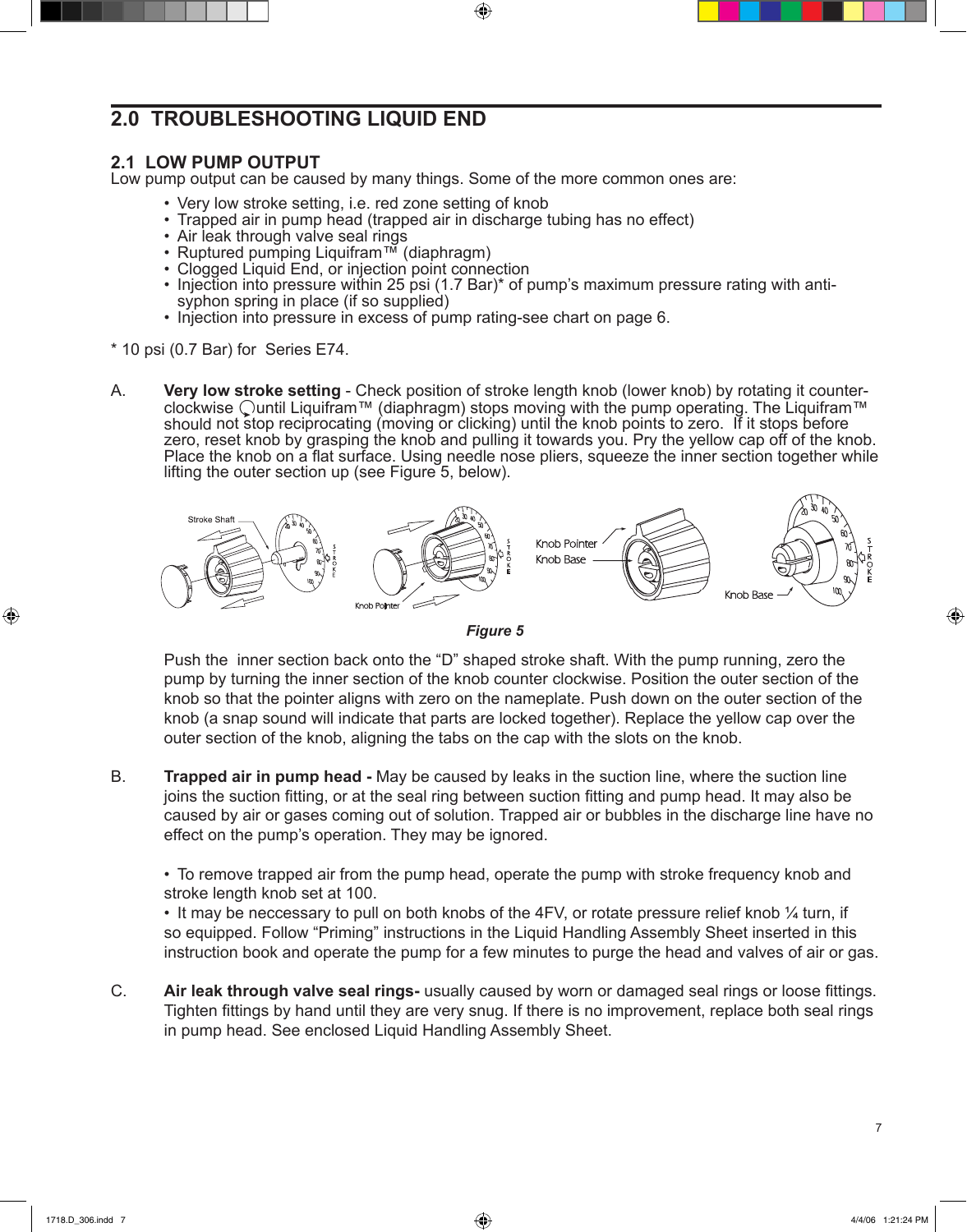## 2.0 TROUBLESHOOTING LIQUID END

### 2.1 LOW PUMP OUTPUT

Low pump output can be caused by many things. Some of the more common ones are:

- Very low stroke setting, i.e. red zone setting of knob
- Trapped air in pump head (trapped air in discharge tubing has no effect)
- Air leak through valve seal rings
- Ruptured pumping Liquifram™ (diaphragm)
- Clogged Liquid End, or injection point connection
- Injection into pressure within 25 psi (1.7 Bar)* of pump's maximum pressure rating with anti-syphon spring in place (if so supplied)
- Injection into pressure in excess of pump rating-see chart on page 6.

\* 10 psi (0.7 Bar) for Series E74.

A. **Very low stroke setting** - Check position of stroke length knob (lower knob) by rotating it counter-clockwise until Liquifram™ (diaphragm) stops moving with the pump operating. The Liquifram™ should not stop reciprocating (moving or clicking) until the knob points to zero. If it stops before zero, reset knob by grasping the knob and pulling it towards you. Pry the yellow cap off of the knob. Place the knob on a flat surface. Using needle nose pliers, squeeze the inner section together while lifting the outer section up (see Figure 5, below).

*Figure 5*

Push the inner section back onto the "D" shaped stroke shaft. With the pump running, zero the pump by turning the inner section of the knob counter clockwise. Position the outer section of the knob so that the pointer aligns with zero on the nameplate. Push down on the outer section of the knob (a snap sound will indicate that parts are locked together). Replace the yellow cap over the outer section of the knob, aligning the tabs on the cap with the slots on the knob.

B. **Trapped air in pump head -** May be caused by leaks in the suction line, where the suction line joins the suction fitting, or at the seal ring between suction fitting and pump head. It may also be caused by air or gases coming out of solution. Trapped air or bubbles in the discharge line have no effect on the pump's operation. They may be ignored.

- To remove trapped air from the pump head, operate the pump with stroke frequency knob and stroke length knob set at 100.
- It may be neccessary to pull on both knobs of the 4FV, or rotate pressure relief knob ¼ turn, if so equipped. Follow "Priming" instructions in the Liquid Handling Assembly Sheet inserted in this instruction book and operate the pump for a few minutes to purge the head and valves of air or gas.

C. **Air leak through valve seal rings-** usually caused by worn or damaged seal rings or loose fittings. Tighten fittings by hand until they are very snug. If there is no improvement, replace both seal rings in pump head. See enclosed Liquid Handling Assembly Sheet.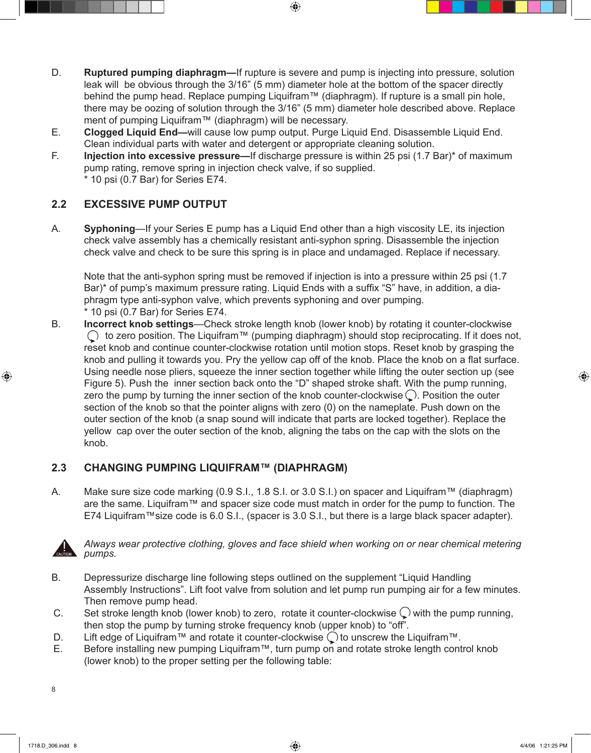D. **Ruptured pumping diaphragm—**If rupture is severe and pump is injecting into pressure, solution leak will be obvious through the 3/16" (5 mm) diameter hole at the bottom of the spacer directly behind the pump head. Replace pumping Liquifram™ (diaphragm). If rupture is a small pin hole, there may be oozing of solution through the 3/16" (5 mm) diameter hole described above. Replace ment of pumping Liquifram™ (diaphragm) will be necessary.

E. **Clogged Liquid End—**will cause low pump output. Purge Liquid End. Disassemble Liquid End. Clean individual parts with water and detergent or appropriate cleaning solution.

F. **Injection into excessive pressure—**If discharge pressure is within 25 psi (1.7 Bar)* of maximum pump rating, remove spring in injection check valve, if so supplied.
\* 10 psi (0.7 Bar) for Series E74.

## 2.2 EXCESSIVE PUMP OUTPUT

A. **Syphoning**—If your Series E pump has a Liquid End other than a high viscosity LE, its injection check valve assembly has a chemically resistant anti-syphon spring. Disassemble the injection check valve and check to be sure this spring is in place and undamaged. Replace if necessary.

Note that the anti-syphon spring must be removed if injection is into a pressure within 25 psi (1.7 Bar)* of pump's maximum pressure rating. Liquid Ends with a suffix "S" have, in addition, a diaphragm type anti-syphon valve, which prevents syphoning and over pumping.
\* 10 psi (0.7 Bar) for Series E74.

B. **Incorrect knob settings**—Check stroke length knob (lower knob) by rotating it counter-clockwise ↺ to zero position. The Liquifram™ (pumping diaphragm) should stop reciprocating. If it does not, reset knob and continue counter-clockwise rotation until motion stops. Reset knob by grasping the knob and pulling it towards you. Pry the yellow cap off of the knob. Place the knob on a flat surface. Using needle nose pliers, squeeze the inner section together while lifting the outer section up (see Figure 5). Push the inner section back onto the "D" shaped stroke shaft. With the pump running, zero the pump by turning the inner section of the knob counter-clockwise ↺. Position the outer section of the knob so that the pointer aligns with zero (0) on the nameplate. Push down on the outer section of the knob (a snap sound will indicate that parts are locked together). Replace the yellow cap over the outer section of the knob, aligning the tabs on the cap with the slots on the knob.

## 2.3 CHANGING PUMPING LIQUIFRAM™ (DIAPHRAGM)

A. Make sure size code marking (0.9 S.I., 1.8 S.I. or 3.0 S.I.) on spacer and Liquifram™ (diaphragm) are the same. Liquifram™ and spacer size code must match in order for the pump to function. The E74 Liquifram™size code is 6.0 S.I., (spacer is 3.0 S.I., but there is a large black spacer adapter).

CAUTION: *Always wear protective clothing, gloves and face shield when working on or near chemical metering pumps.*

B. Depressurize discharge line following steps outlined on the supplement "Liquid Handling Assembly Instructions". Lift foot valve from solution and let pump run pumping air for a few minutes. Then remove pump head.

C. Set stroke length knob (lower knob) to zero, rotate it counter-clockwise ↺ with the pump running, then stop the pump by turning stroke frequency knob (upper knob) to "off".

D. Lift edge of Liquifram™ and rotate it counter-clockwise ↺ to unscrew the Liquifram™.

E. Before installing new pumping Liquifram™, turn pump on and rotate stroke length control knob (lower knob) to the proper setting per the following table: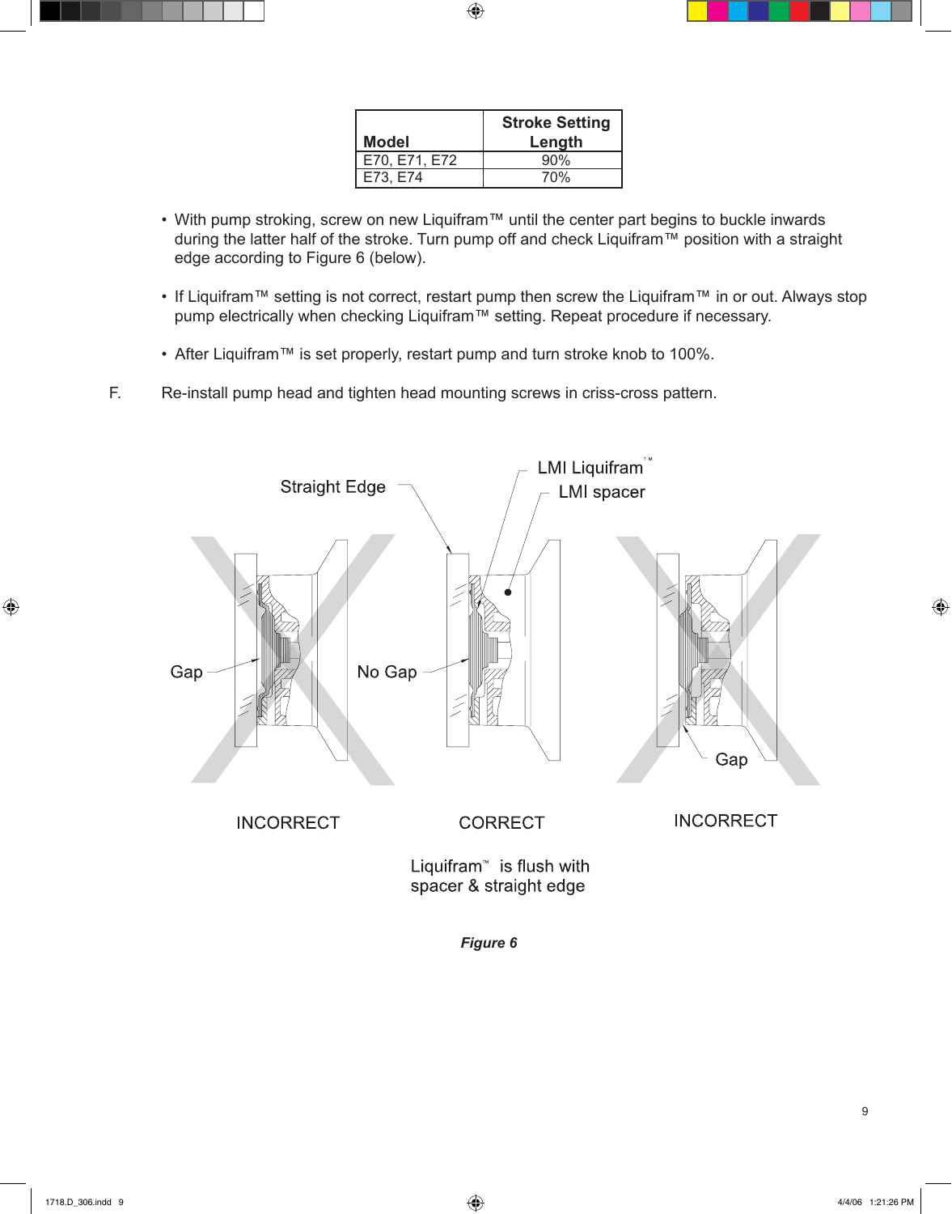| Model | Stroke Setting Length |
|---|---|
| E70, E71, E72 | 90% |
| E73, E74 | 70% |

- With pump stroking, screw on new Liquifram™ until the center part begins to buckle inwards during the latter half of the stroke. Turn pump off and check Liquifram™ position with a straight edge according to Figure 6 (below).

- If Liquifram™ setting is not correct, restart pump then screw the Liquifram™ in or out. Always stop pump electrically when checking Liquifram™ setting. Repeat procedure if necessary.

- After Liquifram™ is set properly, restart pump and turn stroke knob to 100%.

F. Re-install pump head and tighten head mounting screws in criss-cross pattern.

Straight Edge

LMI Liquifram™

LMI spacer

Gap

No Gap

Gap

INCORRECT

CORRECT

INCORRECT

Liquifram™ is flush with spacer & straight edge

*Figure 6*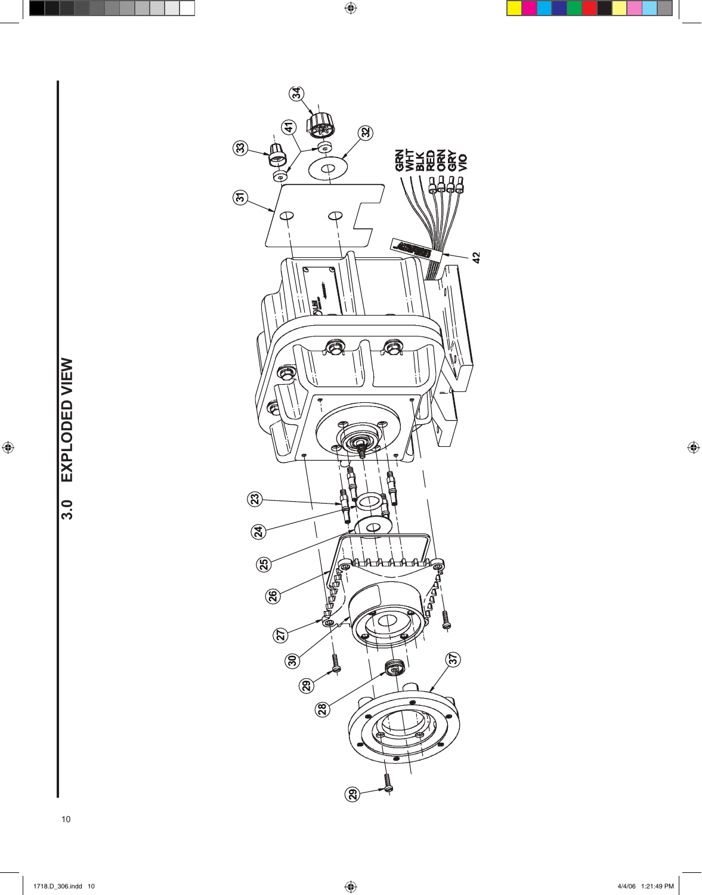## 3.0 EXPLODED VIEW

23
24
25
26
27
30
29
28
37
29
31
33
41
34
32
GRN
WHT
BLK
RED
ORN
GRY
VIO
42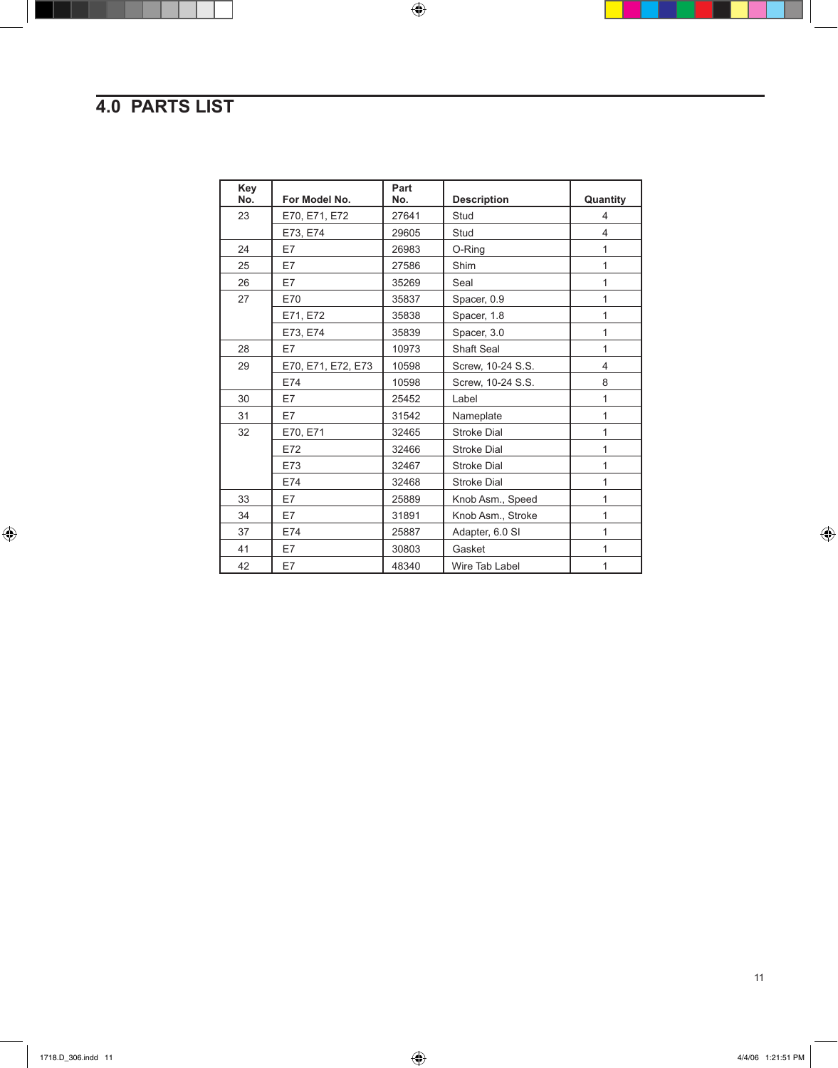## 4.0 PARTS LIST

| Key No. | For Model No. | Part No. | Description | Quantity |
|---|---|---|---|---|
| 23 | E70, E71, E72 | 27641 | Stud | 4 |
| | E73, E74 | 29605 | Stud | 4 |
| 24 | E7 | 26983 | O-Ring | 1 |
| 25 | E7 | 27586 | Shim | 1 |
| 26 | E7 | 35269 | Seal | 1 |
| 27 | E70 | 35837 | Spacer, 0.9 | 1 |
| | E71, E72 | 35838 | Spacer, 1.8 | 1 |
| | E73, E74 | 35839 | Spacer, 3.0 | 1 |
| 28 | E7 | 10973 | Shaft Seal | 1 |
| 29 | E70, E71, E72, E73 | 10598 | Screw, 10-24 S.S. | 4 |
| | E74 | 10598 | Screw, 10-24 S.S. | 8 |
| 30 | E7 | 25452 | Label | 1 |
| 31 | E7 | 31542 | Nameplate | 1 |
| 32 | E70, E71 | 32465 | Stroke Dial | 1 |
| | E72 | 32466 | Stroke Dial | 1 |
| | E73 | 32467 | Stroke Dial | 1 |
| | E74 | 32468 | Stroke Dial | 1 |
| 33 | E7 | 25889 | Knob Asm., Speed | 1 |
| 34 | E7 | 31891 | Knob Asm., Stroke | 1 |
| 37 | E74 | 25887 | Adapter, 6.0 SI | 1 |
| 41 | E7 | 30803 | Gasket | 1 |
| 42 | E7 | 48340 | Wire Tab Label | 1 |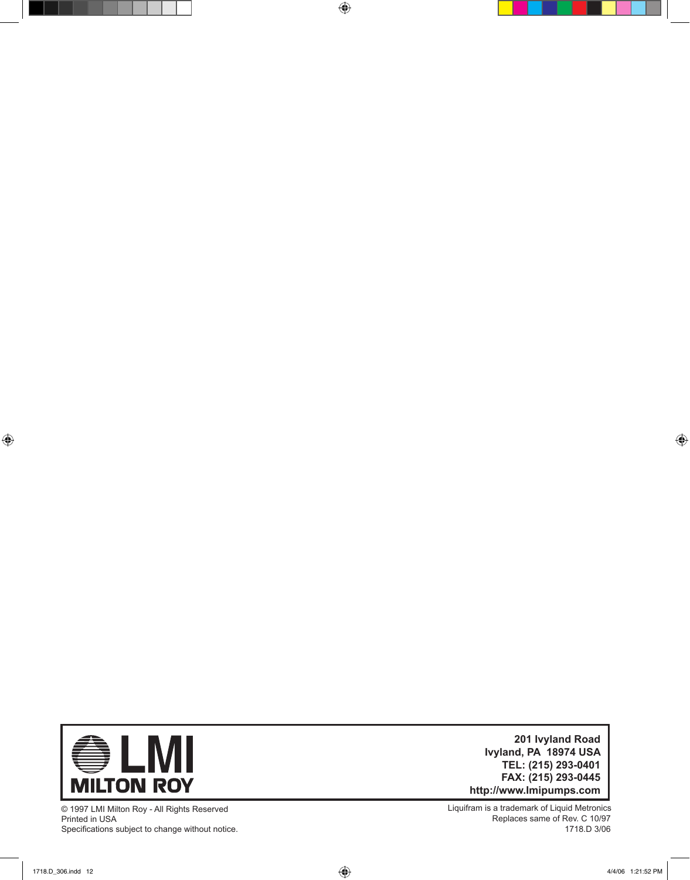**LMI**
**MILTON ROY**

**201 Ivyland Road**
**Ivyland, PA 18974 USA**
**TEL: (215) 293-0401**
**FAX: (215) 293-0445**
**http://www.lmipumps.com**

© 1997 LMI Milton Roy - All Rights Reserved
Printed in USA
Specifications subject to change without notice.

Liquifram is a trademark of Liquid Metronics
Replaces same of Rev. C 10/97
1718.D 3/06